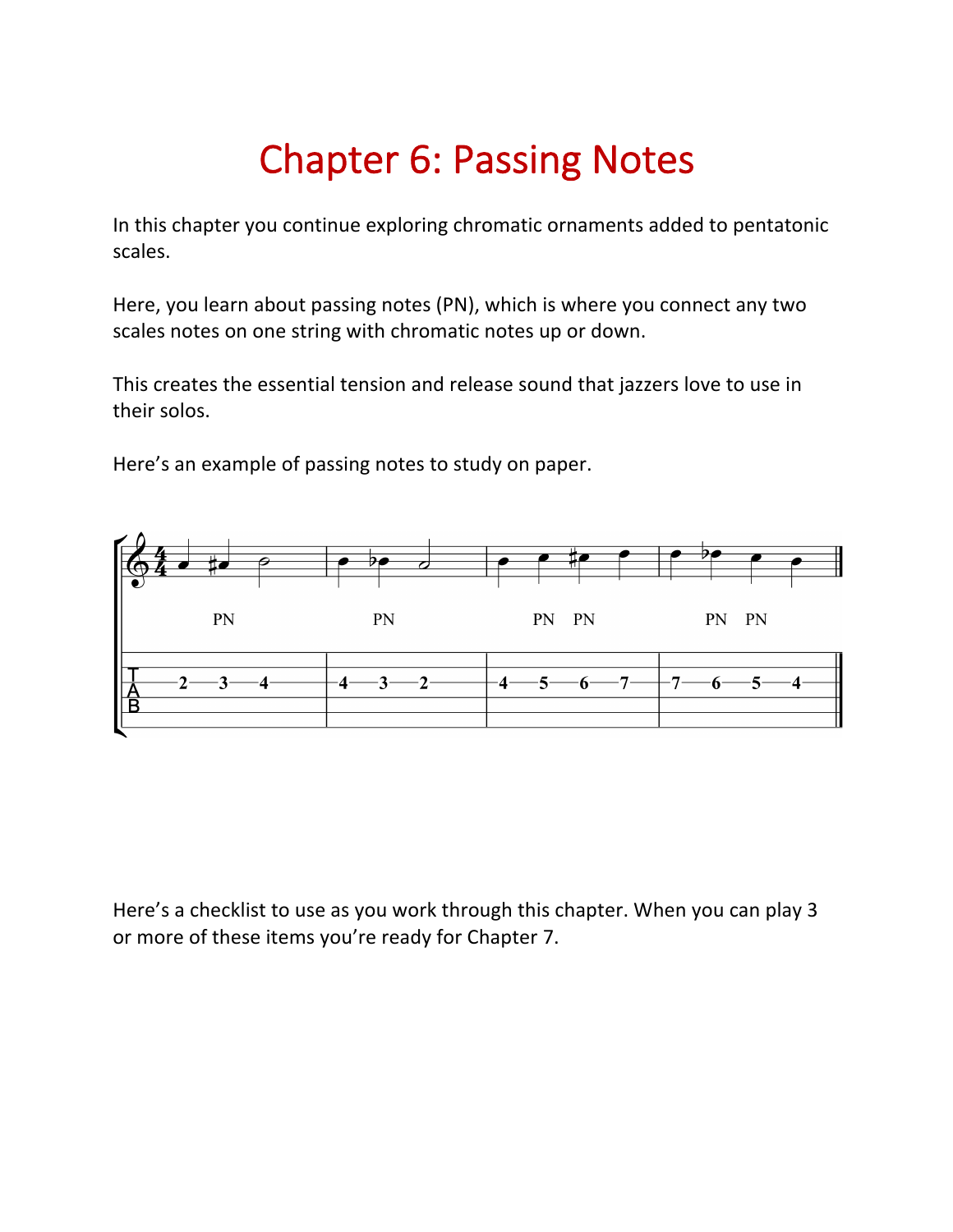# Chapter 6: Passing Notes

In this chapter you continue exploring chromatic ornaments added to pentatonic scales.

Here, you learn about passing notes (PN), which is where you connect any two scales notes on one string with chromatic notes up or down.

This creates the essential tension and release sound that jazzers love to use in their solos.

Here's an example of passing notes to study on paper.

Here's a checklist to use as you work through this chapter. When you can play 3 or more of these items you're ready for Chapter 7.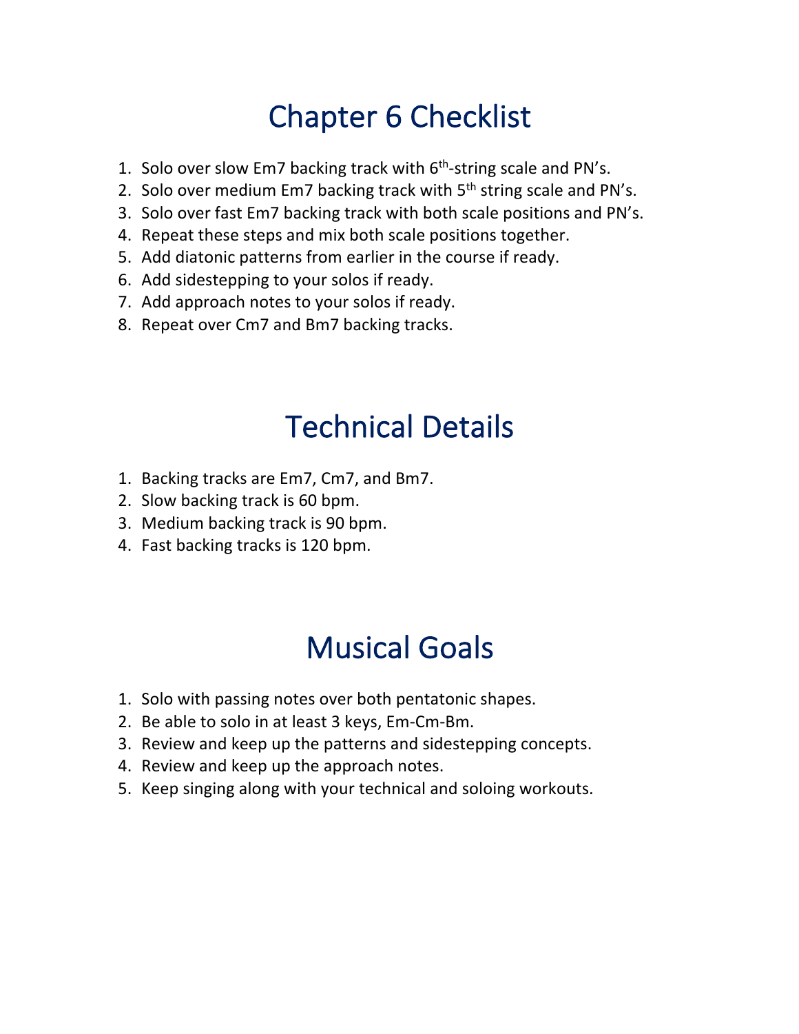# Chapter 6 Checklist

1. Solo over slow Em7 backing track with 6th-string scale and PN's.
2. Solo over medium Em7 backing track with 5th string scale and PN's.
3. Solo over fast Em7 backing track with both scale positions and PN's.
4. Repeat these steps and mix both scale positions together.
5. Add diatonic patterns from earlier in the course if ready.
6. Add sidestepping to your solos if ready.
7. Add approach notes to your solos if ready.
8. Repeat over Cm7 and Bm7 backing tracks.

# Technical Details

1. Backing tracks are Em7, Cm7, and Bm7.
2. Slow backing track is 60 bpm.
3. Medium backing track is 90 bpm.
4. Fast backing tracks is 120 bpm.

# Musical Goals

1. Solo with passing notes over both pentatonic shapes.
2. Be able to solo in at least 3 keys, Em-Cm-Bm.
3. Review and keep up the patterns and sidestepping concepts.
4. Review and keep up the approach notes.
5. Keep singing along with your technical and soloing workouts.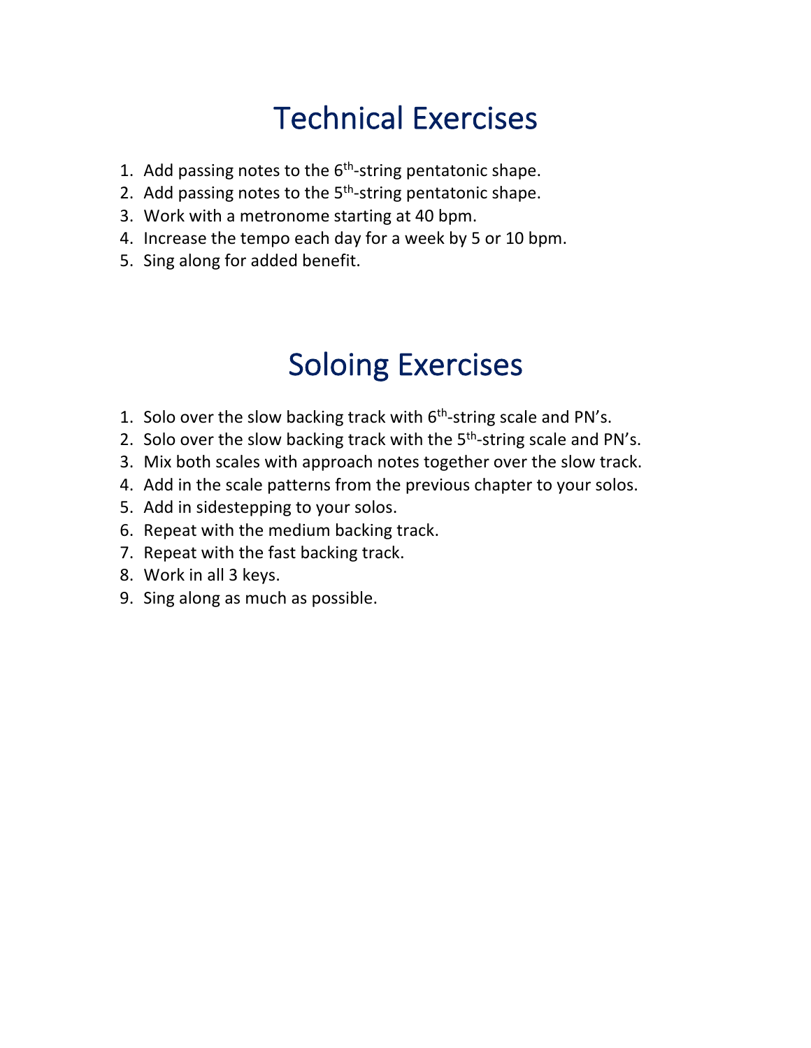# Technical Exercises

1. Add passing notes to the 6th-string pentatonic shape.
2. Add passing notes to the 5th-string pentatonic shape.
3. Work with a metronome starting at 40 bpm.
4. Increase the tempo each day for a week by 5 or 10 bpm.
5. Sing along for added benefit.

# Soloing Exercises

1. Solo over the slow backing track with 6th-string scale and PN's.
2. Solo over the slow backing track with the 5th-string scale and PN's.
3. Mix both scales with approach notes together over the slow track.
4. Add in the scale patterns from the previous chapter to your solos.
5. Add in sidestepping to your solos.
6. Repeat with the medium backing track.
7. Repeat with the fast backing track.
8. Work in all 3 keys.
9. Sing along as much as possible.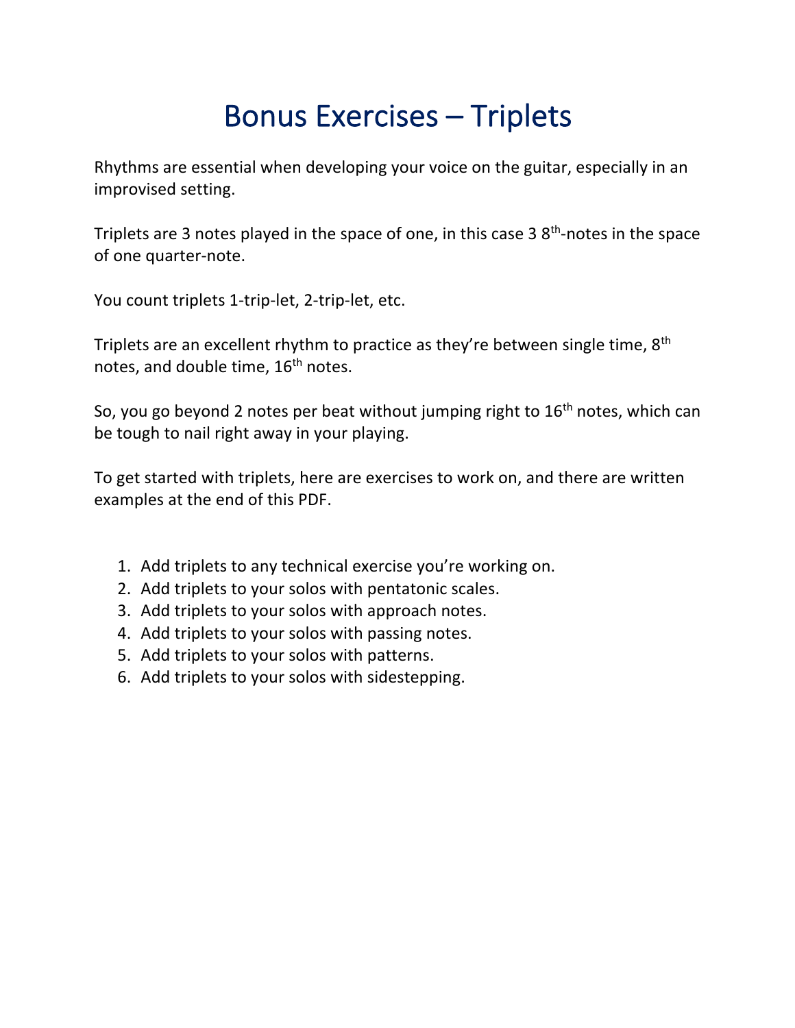# Bonus Exercises – Triplets

Rhythms are essential when developing your voice on the guitar, especially in an improvised setting.

Triplets are 3 notes played in the space of one, in this case 3 8th-notes in the space of one quarter-note.

You count triplets 1-trip-let, 2-trip-let, etc.

Triplets are an excellent rhythm to practice as they're between single time, 8th notes, and double time, 16th notes.

So, you go beyond 2 notes per beat without jumping right to 16th notes, which can be tough to nail right away in your playing.

To get started with triplets, here are exercises to work on, and there are written examples at the end of this PDF.

1. Add triplets to any technical exercise you're working on.
2. Add triplets to your solos with pentatonic scales.
3. Add triplets to your solos with approach notes.
4. Add triplets to your solos with passing notes.
5. Add triplets to your solos with patterns.
6. Add triplets to your solos with sidestepping.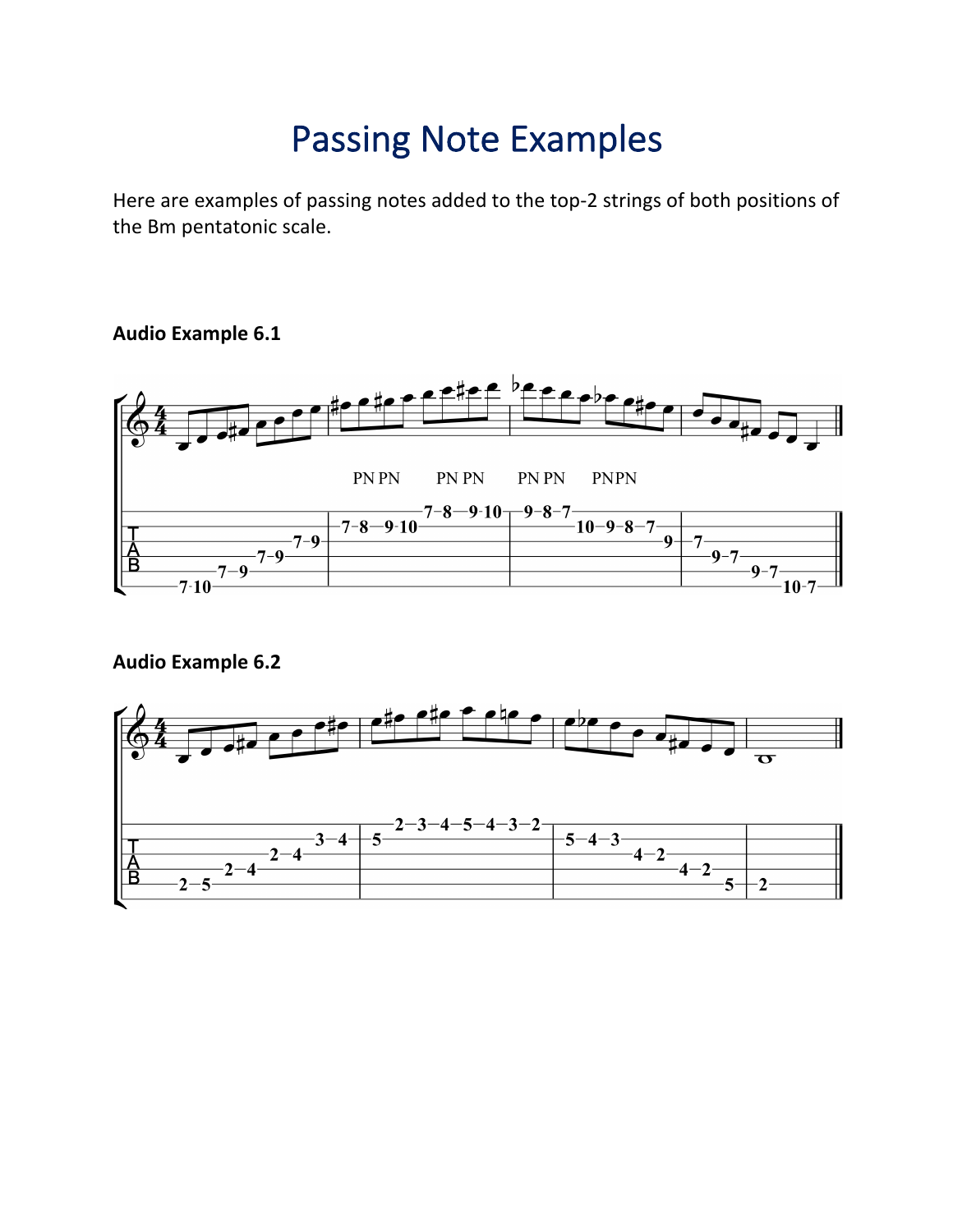# Passing Note Examples

Here are examples of passing notes added to the top-2 strings of both positions of the Bm pentatonic scale.

**Audio Example 6.1**

**Audio Example 6.2**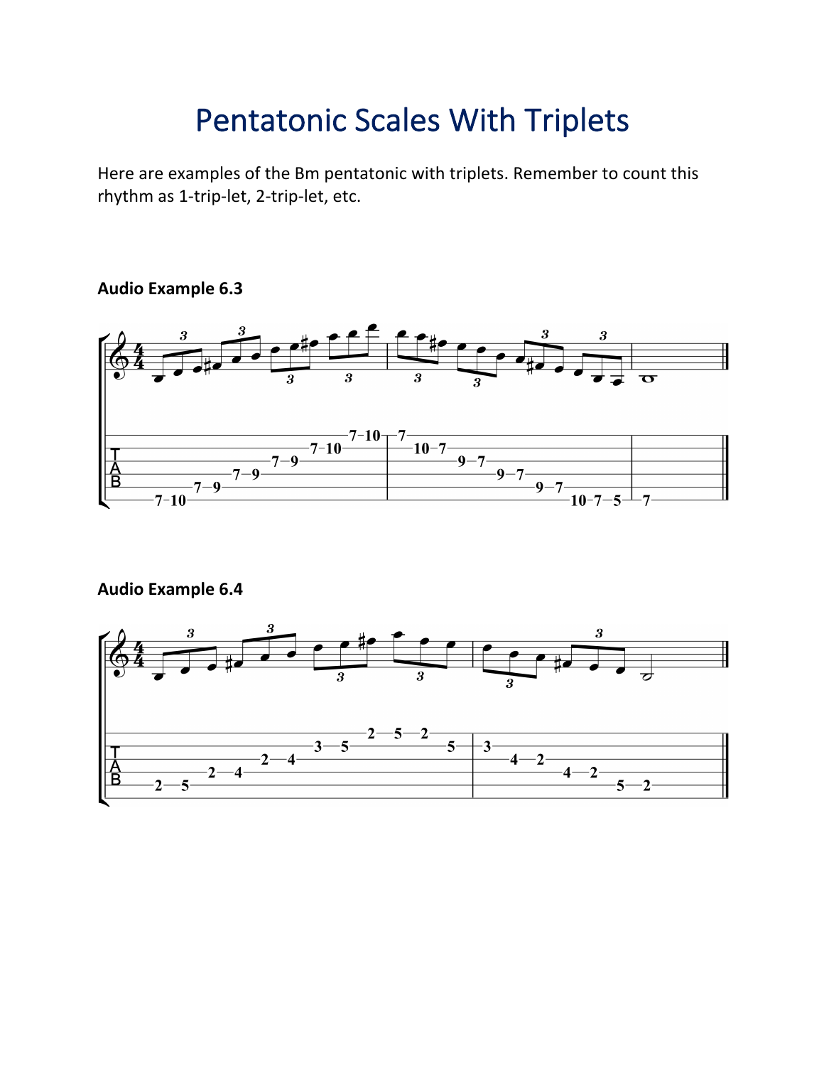# Pentatonic Scales With Triplets

Here are examples of the Bm pentatonic with triplets. Remember to count this rhythm as 1-trip-let, 2-trip-let, etc.

**Audio Example 6.3**

**Audio Example 6.4**